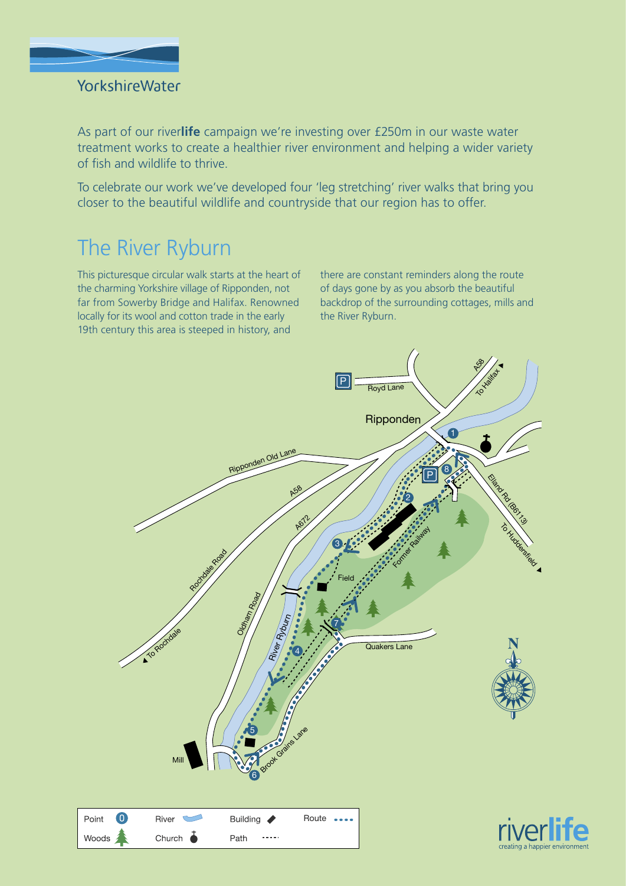YorkshireWater

As part of our river**life** campaign we're investing over £250m in our waste water treatment works to create a healthier river environment and helping a wider variety of fish and wildlife to thrive.

To celebrate our work we've developed four 'leg stretching' river walks that bring you closer to the beautiful wildlife and countryside that our region has to offer.

# The River Ryburn

This picturesque circular walk starts at the heart of the charming Yorkshire village of Ripponden, not far from Sowerby Bridge and Halifax. Renowned locally for its wool and cotton trade in the early 19th century this area is steeped in history, and there are constant reminders along the route of days gone by as you absorb the beautiful backdrop of the surrounding cottages, mills and the River Ryburn.

Royd Lane

Ripponden

A58

To Halifax

Ripponden Old Lane

A58

A672

Rochdale Road

To Rochdale

Oldham Road

River Ryburn

Elland Rd (B6113)

To Huddersfield

Former Railway

Field

Quakers Lane

Brook Grains Lane

Mill

N

| Point | 0 | River | | Building | | Route | |
|---|---|---|---|---|---|---|---|
| Woods | | Church | | Path | | | |

riverlife
creating a happier environment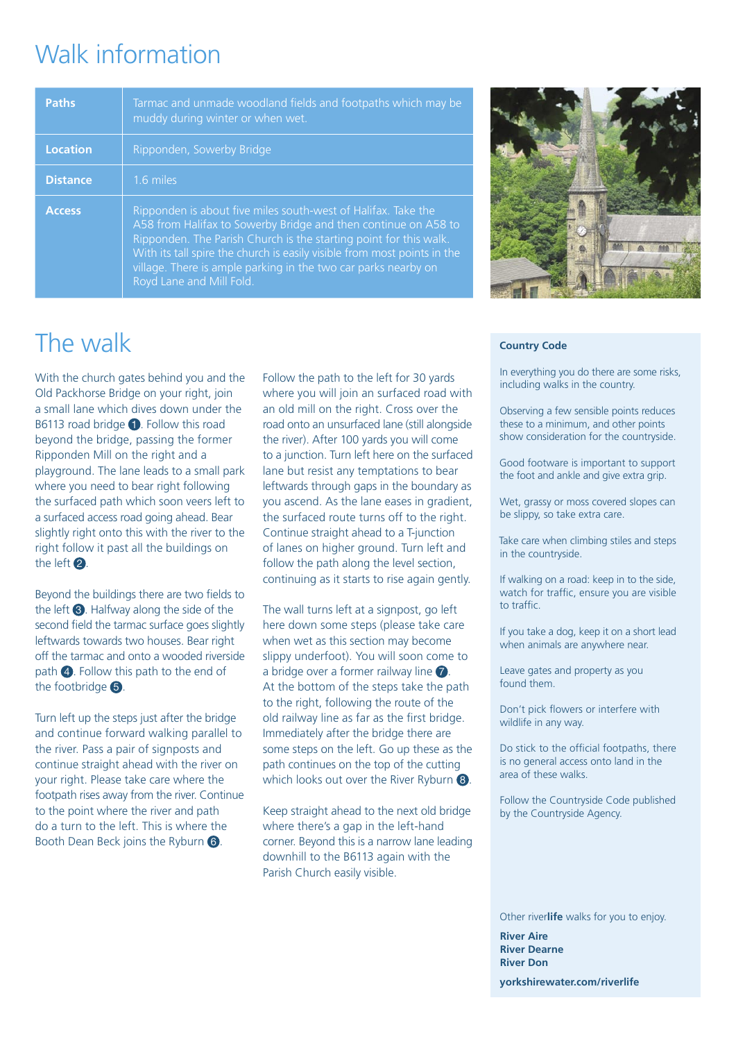# Walk information

| | |
|---|---|
| **Paths** | Tarmac and unmade woodland fields and footpaths which may be muddy during winter or when wet. |
| **Location** | Ripponden, Sowerby Bridge |
| **Distance** | 1.6 miles |
| **Access** | Ripponden is about five miles south-west of Halifax. Take the A58 from Halifax to Sowerby Bridge and then continue on A58 to Ripponden. The Parish Church is the starting point for this walk. With its tall spire the church is easily visible from most points in the village. There is ample parking in the two car parks nearby on Royd Lane and Mill Fold. |

# The walk

With the church gates behind you and the Old Packhorse Bridge on your right, join a small lane which dives down under the B6113 road bridge ①. Follow this road beyond the bridge, passing the former Ripponden Mill on the right and a playground. The lane leads to a small park where you need to bear right following the surfaced path which soon veers left to a surfaced access road going ahead. Bear slightly right onto this with the river to the right follow it past all the buildings on the left ②.

Beyond the buildings there are two fields to the left ③. Halfway along the side of the second field the tarmac surface goes slightly leftwards towards two houses. Bear right off the tarmac and onto a wooded riverside path ④. Follow this path to the end of the footbridge ⑤.

Turn left up the steps just after the bridge and continue forward walking parallel to the river. Pass a pair of signposts and continue straight ahead with the river on your right. Please take care where the footpath rises away from the river. Continue to the point where the river and path do a turn to the left. This is where the Booth Dean Beck joins the Ryburn ⑥.

Follow the path to the left for 30 yards where you will join an surfaced road with an old mill on the right. Cross over the road onto an unsurfaced lane (still alongside the river). After 100 yards you will come to a junction. Turn left here on the surfaced lane but resist any temptations to bear leftwards through gaps in the boundary as you ascend. As the lane eases in gradient, the surfaced route turns off to the right. Continue straight ahead to a T-junction of lanes on higher ground. Turn left and follow the path along the level section, continuing as it starts to rise again gently.

The wall turns left at a signpost, go left here down some steps (please take care when wet as this section may become slippy underfoot). You will soon come to a bridge over a former railway line ⑦. At the bottom of the steps take the path to the right, following the route of the old railway line as far as the first bridge. Immediately after the bridge there are some steps on the left. Go up these as the path continues on the top of the cutting which looks out over the River Ryburn ⑧.

Keep straight ahead to the next old bridge where there's a gap in the left-hand corner. Beyond this is a narrow lane leading downhill to the B6113 again with the Parish Church easily visible.

**Country Code**

In everything you do there are some risks, including walks in the country.

Observing a few sensible points reduces these to a minimum, and other points show consideration for the countryside.

Good footware is important to support the foot and ankle and give extra grip.

Wet, grassy or moss covered slopes can be slippy, so take extra care.

Take care when climbing stiles and steps in the countryside.

If walking on a road: keep in to the side, watch for traffic, ensure you are visible to traffic.

If you take a dog, keep it on a short lead when animals are anywhere near.

Leave gates and property as you found them.

Don't pick flowers or interfere with wildlife in any way.

Do stick to the official footpaths, there is no general access onto land in the area of these walks.

Follow the Countryside Code published by the Countryside Agency.

Other river**life** walks for you to enjoy.

**River Aire**
**River Dearne**
**River Don**

**yorkshirewater.com/riverlife**